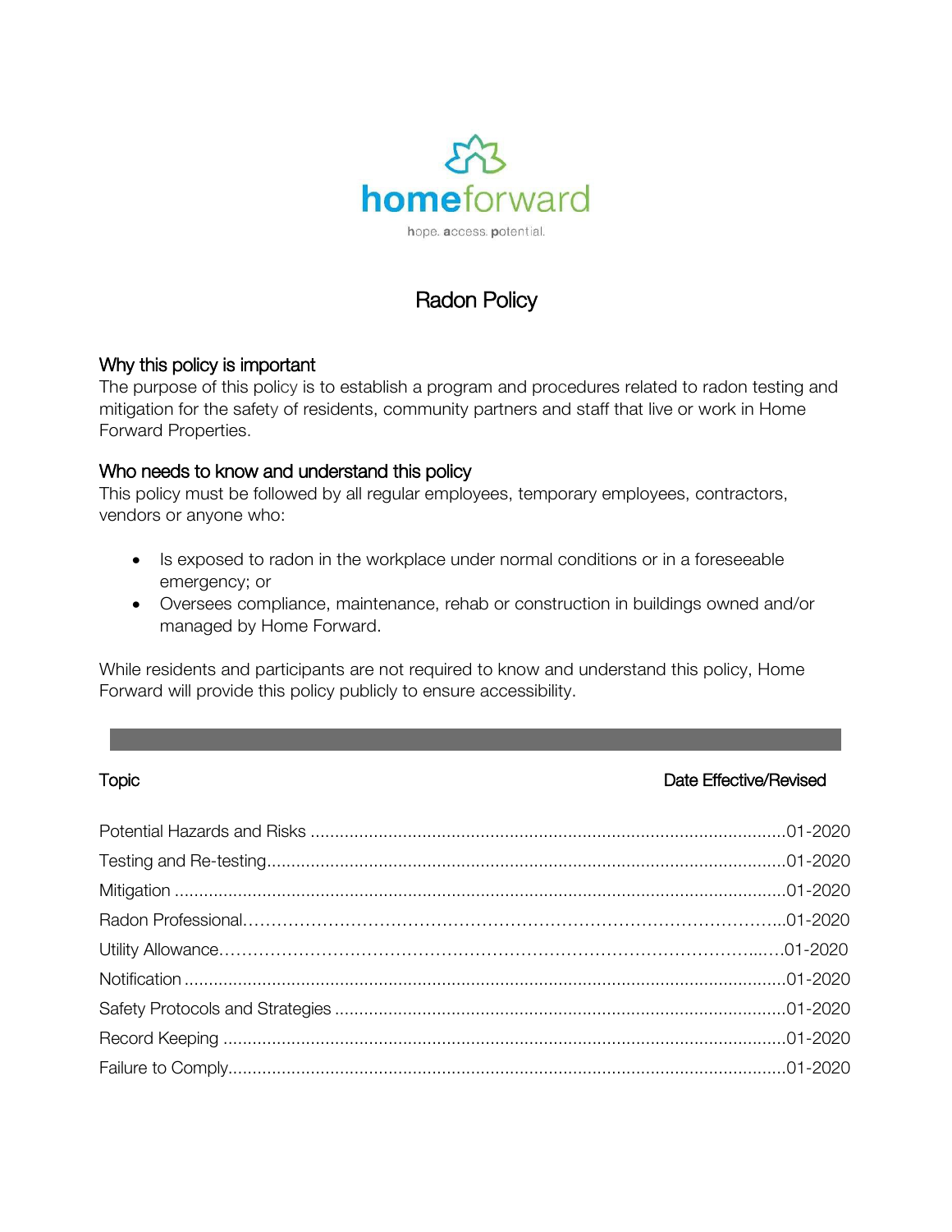homeforward

hope. access. potential.

# Radon Policy

## Why this policy is important

The purpose of this policy is to establish a program and procedures related to radon testing and mitigation for the safety of residents, community partners and staff that live or work in Home Forward Properties.

## Who needs to know and understand this policy

This policy must be followed by all regular employees, temporary employees, contractors, vendors or anyone who:

- Is exposed to radon in the workplace under normal conditions or in a foreseeable emergency; or
- Oversees compliance, maintenance, rehab or construction in buildings owned and/or managed by Home Forward.

While residents and participants are not required to know and understand this policy, Home Forward will provide this policy publicly to ensure accessibility.

| Topic | Date Effective/Revised |
| --- | --- |
| Potential Hazards and Risks | 01-2020 |
| Testing and Re-testing | 01-2020 |
| Mitigation | 01-2020 |
| Radon Professional | 01-2020 |
| Utility Allowance | 01-2020 |
| Notification | 01-2020 |
| Safety Protocols and Strategies | 01-2020 |
| Record Keeping | 01-2020 |
| Failure to Comply | 01-2020 |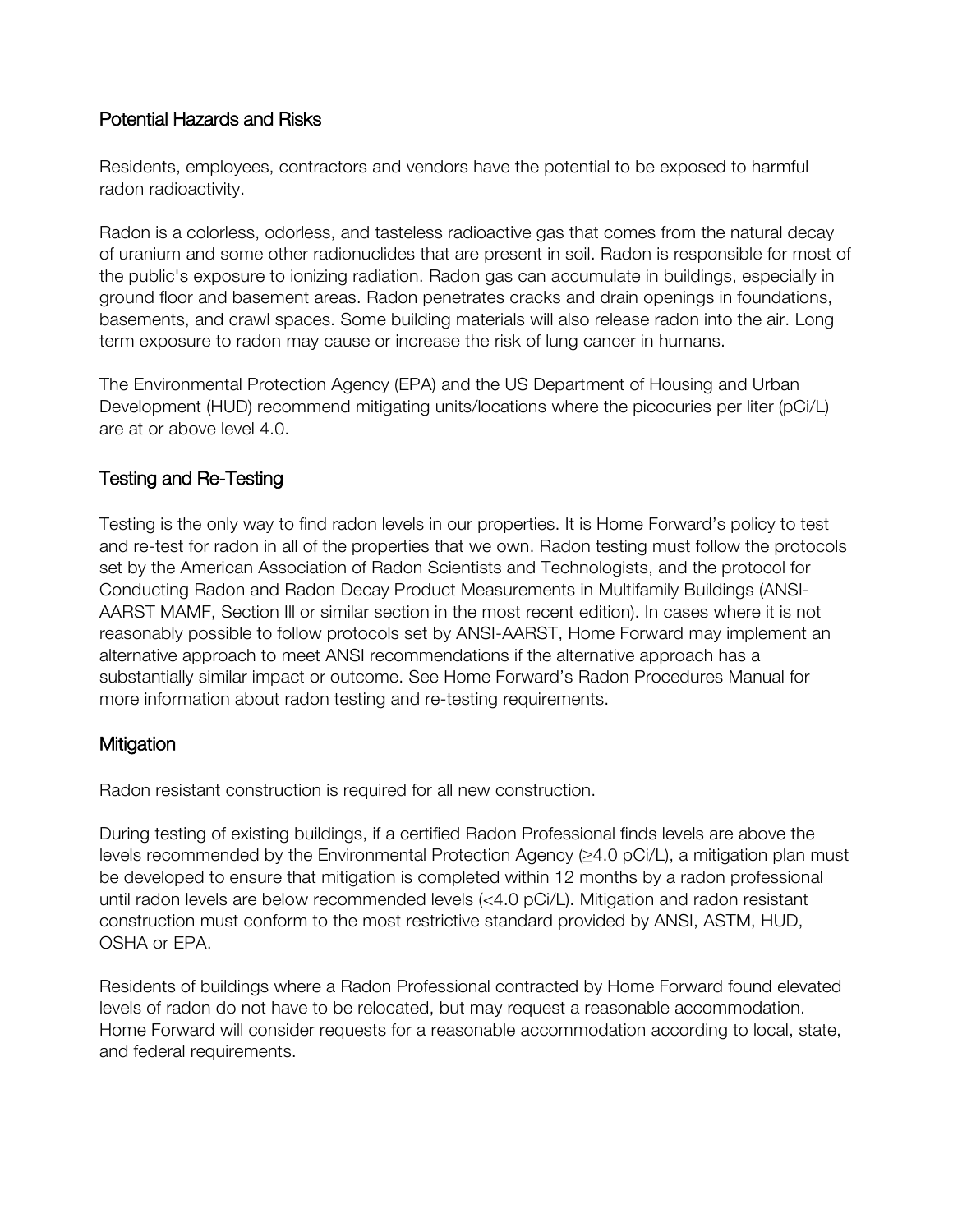## Potential Hazards and Risks

Residents, employees, contractors and vendors have the potential to be exposed to harmful radon radioactivity.

Radon is a colorless, odorless, and tasteless radioactive gas that comes from the natural decay of uranium and some other radionuclides that are present in soil. Radon is responsible for most of the public's exposure to ionizing radiation. Radon gas can accumulate in buildings, especially in ground floor and basement areas. Radon penetrates cracks and drain openings in foundations, basements, and crawl spaces. Some building materials will also release radon into the air. Long term exposure to radon may cause or increase the risk of lung cancer in humans.

The Environmental Protection Agency (EPA) and the US Department of Housing and Urban Development (HUD) recommend mitigating units/locations where the picocuries per liter (pCi/L) are at or above level 4.0.

## Testing and Re-Testing

Testing is the only way to find radon levels in our properties. It is Home Forward's policy to test and re-test for radon in all of the properties that we own. Radon testing must follow the protocols set by the American Association of Radon Scientists and Technologists, and the protocol for Conducting Radon and Radon Decay Product Measurements in Multifamily Buildings (ANSI-AARST MAMF, Section III or similar section in the most recent edition). In cases where it is not reasonably possible to follow protocols set by ANSI-AARST, Home Forward may implement an alternative approach to meet ANSI recommendations if the alternative approach has a substantially similar impact or outcome. See Home Forward's Radon Procedures Manual for more information about radon testing and re-testing requirements.

## Mitigation

Radon resistant construction is required for all new construction.

During testing of existing buildings, if a certified Radon Professional finds levels are above the levels recommended by the Environmental Protection Agency (≥4.0 pCi/L), a mitigation plan must be developed to ensure that mitigation is completed within 12 months by a radon professional until radon levels are below recommended levels (<4.0 pCi/L). Mitigation and radon resistant construction must conform to the most restrictive standard provided by ANSI, ASTM, HUD, OSHA or EPA.

Residents of buildings where a Radon Professional contracted by Home Forward found elevated levels of radon do not have to be relocated, but may request a reasonable accommodation. Home Forward will consider requests for a reasonable accommodation according to local, state, and federal requirements.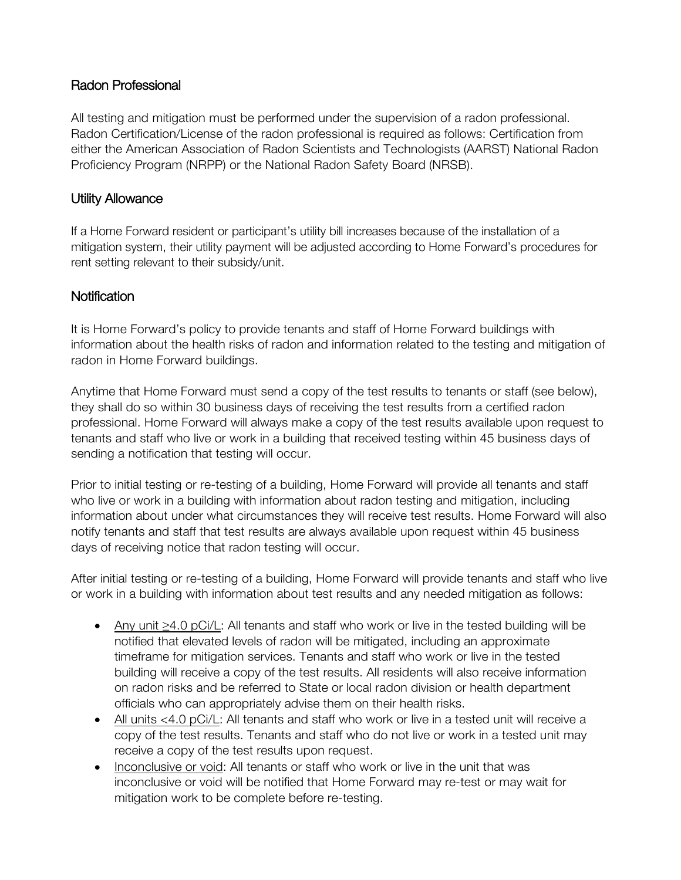## Radon Professional

All testing and mitigation must be performed under the supervision of a radon professional. Radon Certification/License of the radon professional is required as follows: Certification from either the American Association of Radon Scientists and Technologists (AARST) National Radon Proficiency Program (NRPP) or the National Radon Safety Board (NRSB).

## Utility Allowance

If a Home Forward resident or participant's utility bill increases because of the installation of a mitigation system, their utility payment will be adjusted according to Home Forward's procedures for rent setting relevant to their subsidy/unit.

## Notification

It is Home Forward's policy to provide tenants and staff of Home Forward buildings with information about the health risks of radon and information related to the testing and mitigation of radon in Home Forward buildings.

Anytime that Home Forward must send a copy of the test results to tenants or staff (see below), they shall do so within 30 business days of receiving the test results from a certified radon professional. Home Forward will always make a copy of the test results available upon request to tenants and staff who live or work in a building that received testing within 45 business days of sending a notification that testing will occur.

Prior to initial testing or re-testing of a building, Home Forward will provide all tenants and staff who live or work in a building with information about radon testing and mitigation, including information about under what circumstances they will receive test results. Home Forward will also notify tenants and staff that test results are always available upon request within 45 business days of receiving notice that radon testing will occur.

After initial testing or re-testing of a building, Home Forward will provide tenants and staff who live or work in a building with information about test results and any needed mitigation as follows:

- Any unit ≥4.0 pCi/L: All tenants and staff who work or live in the tested building will be notified that elevated levels of radon will be mitigated, including an approximate timeframe for mitigation services. Tenants and staff who work or live in the tested building will receive a copy of the test results. All residents will also receive information on radon risks and be referred to State or local radon division or health department officials who can appropriately advise them on their health risks.
- All units <4.0 pCi/L: All tenants and staff who work or live in a tested unit will receive a copy of the test results. Tenants and staff who do not live or work in a tested unit may receive a copy of the test results upon request.
- Inconclusive or void: All tenants or staff who work or live in the unit that was inconclusive or void will be notified that Home Forward may re-test or may wait for mitigation work to be complete before re-testing.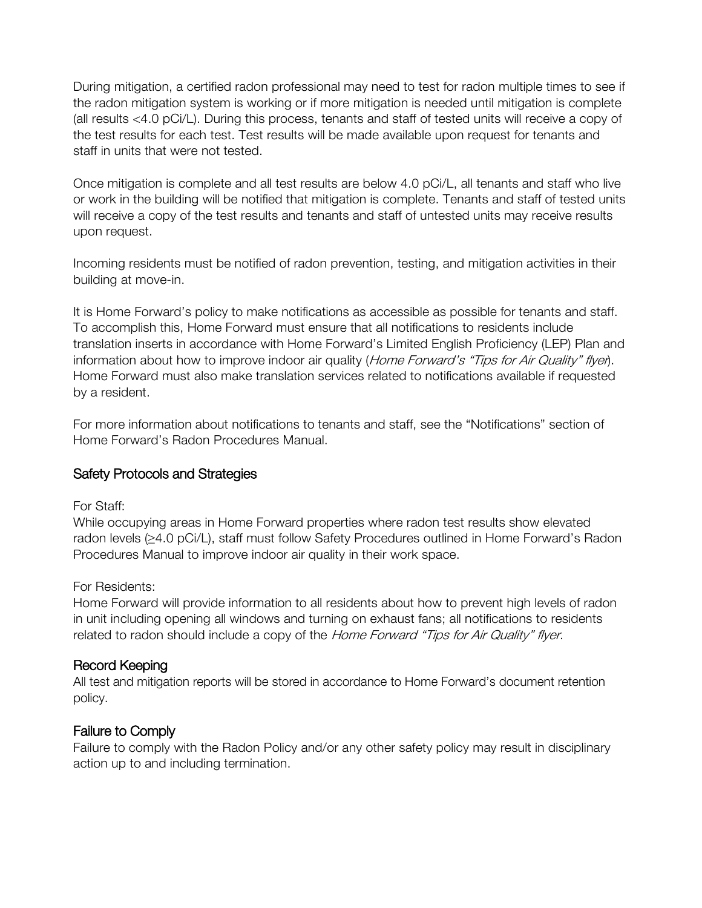During mitigation, a certified radon professional may need to test for radon multiple times to see if the radon mitigation system is working or if more mitigation is needed until mitigation is complete (all results <4.0 pCi/L). During this process, tenants and staff of tested units will receive a copy of the test results for each test. Test results will be made available upon request for tenants and staff in units that were not tested.

Once mitigation is complete and all test results are below 4.0 pCi/L, all tenants and staff who live or work in the building will be notified that mitigation is complete. Tenants and staff of tested units will receive a copy of the test results and tenants and staff of untested units may receive results upon request.

Incoming residents must be notified of radon prevention, testing, and mitigation activities in their building at move-in.

It is Home Forward's policy to make notifications as accessible as possible for tenants and staff. To accomplish this, Home Forward must ensure that all notifications to residents include translation inserts in accordance with Home Forward's Limited English Proficiency (LEP) Plan and information about how to improve indoor air quality (*Home Forward's "Tips for Air Quality" flyer*). Home Forward must also make translation services related to notifications available if requested by a resident.

For more information about notifications to tenants and staff, see the "Notifications" section of Home Forward's Radon Procedures Manual.

## Safety Protocols and Strategies

For Staff:
While occupying areas in Home Forward properties where radon test results show elevated radon levels (≥4.0 pCi/L), staff must follow Safety Procedures outlined in Home Forward's Radon Procedures Manual to improve indoor air quality in their work space.

For Residents:
Home Forward will provide information to all residents about how to prevent high levels of radon in unit including opening all windows and turning on exhaust fans; all notifications to residents related to radon should include a copy of the *Home Forward "Tips for Air Quality" flyer*.

## Record Keeping

All test and mitigation reports will be stored in accordance to Home Forward's document retention policy.

## Failure to Comply

Failure to comply with the Radon Policy and/or any other safety policy may result in disciplinary action up to and including termination.